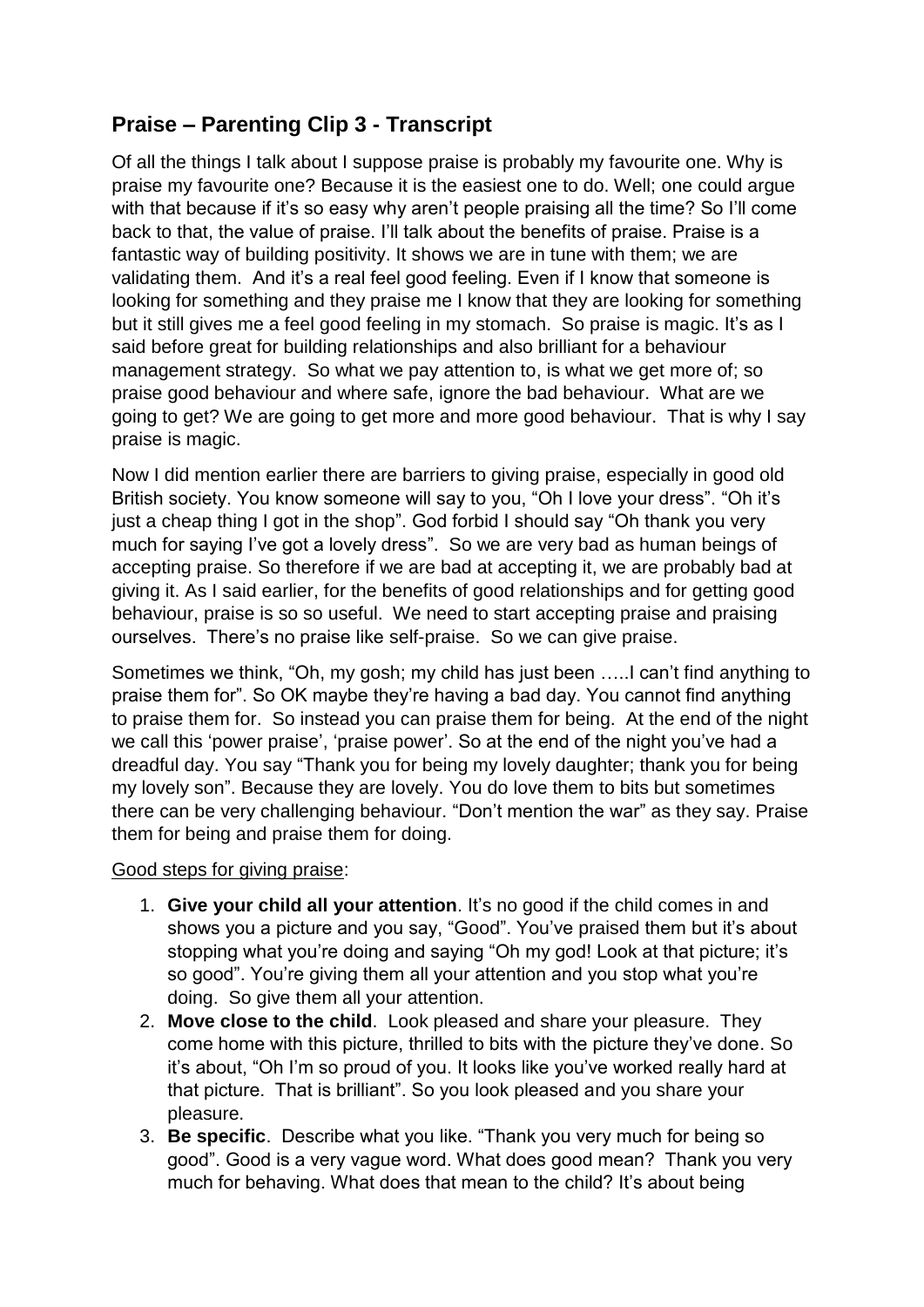## Praise – Parenting Clip 3 - Transcript

Of all the things I talk about I suppose praise is probably my favourite one. Why is praise my favourite one? Because it is the easiest one to do. Well; one could argue with that because if it's so easy why aren't people praising all the time? So I'll come back to that, the value of praise. I'll talk about the benefits of praise. Praise is a fantastic way of building positivity. It shows we are in tune with them; we are validating them. And it's a real feel good feeling. Even if I know that someone is looking for something and they praise me I know that they are looking for something but it still gives me a feel good feeling in my stomach. So praise is magic. It's as I said before great for building relationships and also brilliant for a behaviour management strategy. So what we pay attention to, is what we get more of; so praise good behaviour and where safe, ignore the bad behaviour. What are we going to get? We are going to get more and more good behaviour. That is why I say praise is magic.

Now I did mention earlier there are barriers to giving praise, especially in good old British society. You know someone will say to you, "Oh I love your dress". "Oh it's just a cheap thing I got in the shop". God forbid I should say "Oh thank you very much for saying I've got a lovely dress". So we are very bad as human beings of accepting praise. So therefore if we are bad at accepting it, we are probably bad at giving it. As I said earlier, for the benefits of good relationships and for getting good behaviour, praise is so so useful. We need to start accepting praise and praising ourselves. There's no praise like self-praise. So we can give praise.

Sometimes we think, "Oh, my gosh; my child has just been …..I can't find anything to praise them for". So OK maybe they're having a bad day. You cannot find anything to praise them for. So instead you can praise them for being. At the end of the night we call this 'power praise', 'praise power'. So at the end of the night you've had a dreadful day. You say "Thank you for being my lovely daughter; thank you for being my lovely son". Because they are lovely. You do love them to bits but sometimes there can be very challenging behaviour. "Don't mention the war" as they say. Praise them for being and praise them for doing.

Good steps for giving praise:

1. **Give your child all your attention**. It's no good if the child comes in and shows you a picture and you say, "Good". You've praised them but it's about stopping what you're doing and saying "Oh my god! Look at that picture; it's so good". You're giving them all your attention and you stop what you're doing. So give them all your attention.
2. **Move close to the child**. Look pleased and share your pleasure. They come home with this picture, thrilled to bits with the picture they've done. So it's about, "Oh I'm so proud of you. It looks like you've worked really hard at that picture. That is brilliant". So you look pleased and you share your pleasure.
3. **Be specific**. Describe what you like. "Thank you very much for being so good". Good is a very vague word. What does good mean? Thank you very much for behaving. What does that mean to the child? It's about being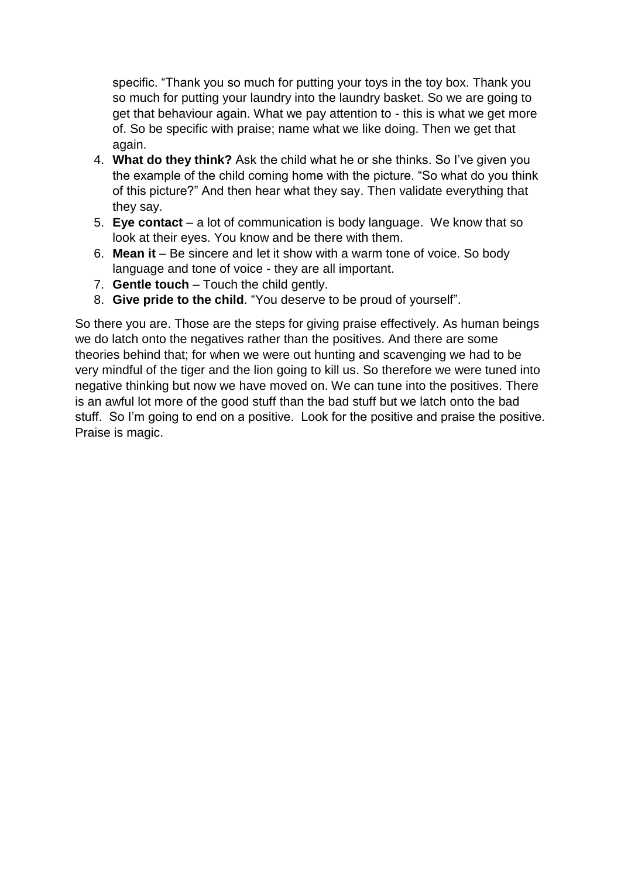specific. "Thank you so much for putting your toys in the toy box. Thank you so much for putting your laundry into the laundry basket. So we are going to get that behaviour again. What we pay attention to - this is what we get more of. So be specific with praise; name what we like doing. Then we get that again.

4. **What do they think?** Ask the child what he or she thinks. So I've given you the example of the child coming home with the picture. "So what do you think of this picture?" And then hear what they say. Then validate everything that they say.
5. **Eye contact** – a lot of communication is body language. We know that so look at their eyes. You know and be there with them.
6. **Mean it** – Be sincere and let it show with a warm tone of voice. So body language and tone of voice - they are all important.
7. **Gentle touch** – Touch the child gently.
8. **Give pride to the child**. "You deserve to be proud of yourself".

So there you are. Those are the steps for giving praise effectively. As human beings we do latch onto the negatives rather than the positives. And there are some theories behind that; for when we were out hunting and scavenging we had to be very mindful of the tiger and the lion going to kill us. So therefore we were tuned into negative thinking but now we have moved on. We can tune into the positives. There is an awful lot more of the good stuff than the bad stuff but we latch onto the bad stuff. So I'm going to end on a positive. Look for the positive and praise the positive. Praise is magic.